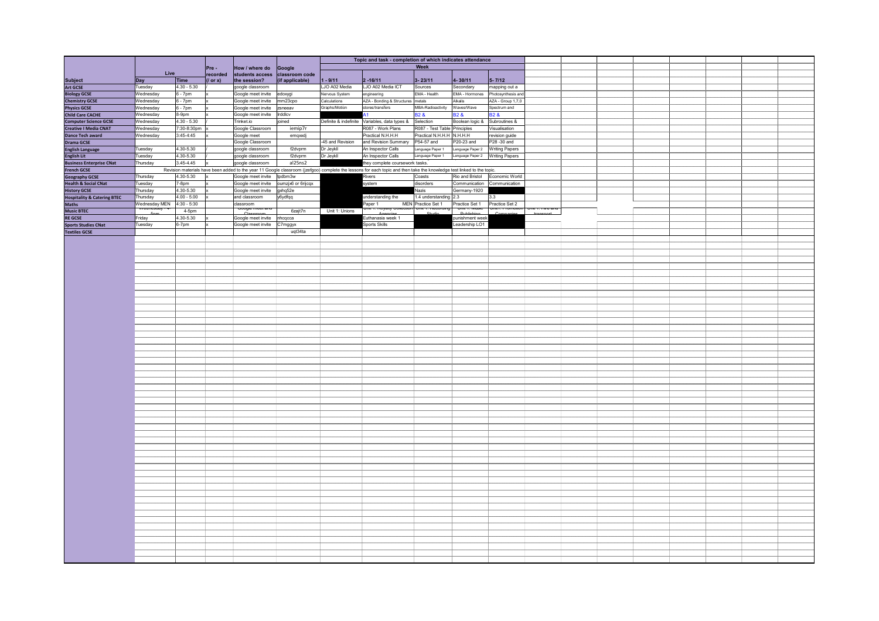| Subject | Live | | Pre - recorded | How / where do students access the session? | Google classroom code (if applicable) | Topic and task - completion of which indicates attendance | | | | |
|---|---|---|---|---|---|---|---|---|---|---|
| | | | | | | Week | | | | |
| | Day | Time | (/ or x) | | | 1 - 9/11 | 2 -16/11 | 3 - 23/11 | 4 - 30/11 | 5 - 7/12 |
| Art GCSE | Tuesday | 4.30 - 5.30 | / | google classroom | | LJO A02 Media | LJO A02 Media ICT | Sources | Secondary | mapping out a |
| Biology GCSE | Wednesday | 6 - 7pm | x | Google meet invite | edoxygi | Nervous System | engineering | EMA - Health | EMA - Hormones | Photosynthesis and |
| Chemistry GCSE | Wednesday | 6 - 7pm | x | Google meet invite | mm23cpo | Calculations | AZA - Bonding & Structures | metals | Alkalis | AZA - Group 1,7,0 |
| Physics GCSE | Wednesday | 6 - 7pm | x | Google meet invite | zsneeav | Graphs/Motion | stores/transfers | MBA-Radioactivity | Waves/Wave | Spectrum and |
| Child Care CACHE | Wednesday | 8-9pm | x | Google meet invite | lrddlcv | | A1 | B2 & | B2 & | B2 & |
| Computer Science GCSE | Wednesday | 4.30 - 5.30 | / | Trinket.io | joined | Definite & indefinite | Variables, data types & | Selection | Boolean logic & | Subroutines & |
| Creative I Media CNAT | Wednesday | 7:30-8:30pm | x | Google Classroom | iemip7r | | R087 - Work Plans | R087 - Test Table | Principles | Visualisation |
| Dance Tech award | Wednesday | 3:45-4:45 | x | Google meet | emqxxdj | | Practical N.H.H.H | Practical N.H.H.H | N.H.H.H | revision guide |
| Drama GCSE | | | | Google Classroom | | -45 and Revision | and Revision Summary | P54-57 and | P20-23 and | P28 -30 and |
| English Language | Tuesday | 4.30-5.30 | / | google classroom | f2dvprm | Dr Jeykll | An Inspector Calls | Language Paper 1 | Language Paper 2 | Writing Papers |
| English Lit | Tuesday | 4.30-5.30 | / | google classroom | f2dvprm | Dr Jeykll | An Inspector Calls | Language Paper 1 | Language Paper 2 | Writing Papers |
| Business Enterprise CNat | Thursday | 3.45-4.45 | x | google classroom | al25ns2 | | they complete coursework tasks. | | | |
| French GCSE | Revision materials have been added to the year 11 Google classroom (jzefgoo) complete the lessons for each topic and then take the knowledge test linked to the topic. | | | | | | | | | |
| Geography GCSE | Thursday | 4.30-5.30 | x | Google meet invite | fpdbm3w | | Rivers | Coasts | Rio and Bristol | Economic World |
| Health & Social CNat | Tuesday | 7-8pm | x | Google meet invite | oumzjx6 or 6njcqx | | system | disorders | Communication | Communication |
| History GCSE | Thursday | 4.30-5.30 | x | Google meet invite | gxhq52e | | | Nazis | Germany-1920 | |
| Hospitality & Catering BTEC | Thursday | 4.00 - 5.00 | x | and classroom | y6ydfqq | | understanding the | 1.4 understanding | 2.3 | 3.3 |
| Maths | Wednesday MEN | 4:30 - 5:30 | | classroom | | | Paper 1 MEN | Practice Set 1 | Practice Set 1 | Practice Set 2 |
| Music BTEC | Wednesday 4-5pm | 4-5pm | | Google meet and Classroom | 6zajt7n | Unit 1: Unions | Unit 1: Royalty Collection Agencies | Unit 1: Recording Studio | Unit 1: Music Publishing | Unit 1: Promotion Companies |
| RE GCSE | Friday | 4.30-5.30 | x | Google meet invite | nhcqcca | | Euthanasia week 1 | | punishment week | |
| Sports Studies CNat | Tuesday | 6-7pm | x | Google meet invite | C7mggyx | | Sports Skills | | Leadership LO1 | |
| Textiles GCSE | | | | | uqt34ta | | | | | |